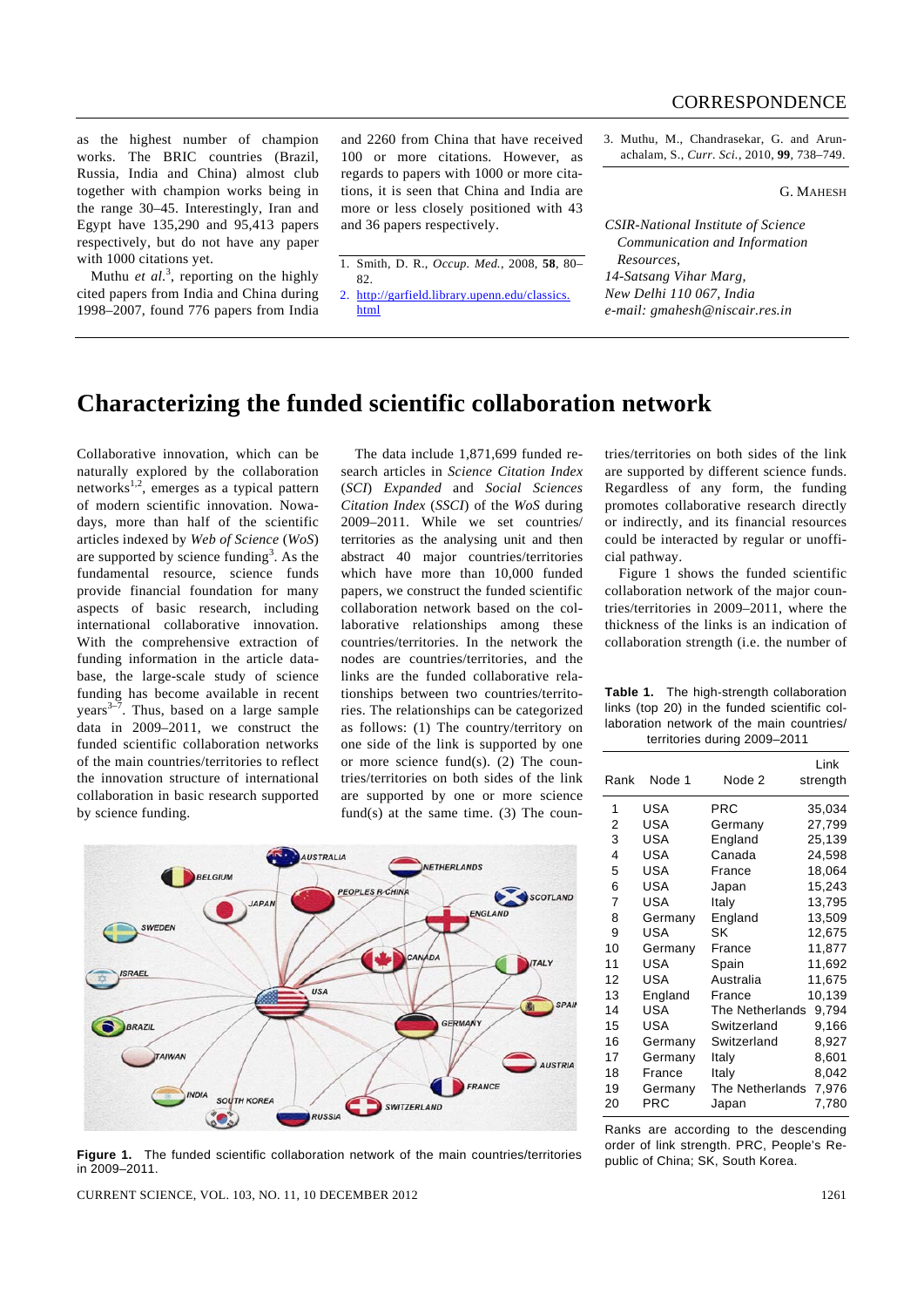as the highest number of champion works. The BRIC countries (Brazil, Russia, India and China) almost club together with champion works being in the range 30–45. Interestingly, Iran and Egypt have 135,290 and 95,413 papers respectively, but do not have any paper with 1000 citations yet.

Muthu *et al.*[3], reporting on the highly cited papers from India and China during 1998–2007, found 776 papers from India and 2260 from China that have received 100 or more citations. However, as regards to papers with 1000 or more citations, it is seen that China and India are more or less closely positioned with 43 and 36 papers respectively.

1. Smith, D. R., *Occup. Med.*, 2008, **58**, 80–82.
2. http://garfield.library.upenn.edu/classics.html
3. Muthu, M., Chandrasekar, G. and Arunachalam, S., *Curr. Sci.*, 2010, **99**, 738–749.

G. Mahesh

*CSIR-National Institute of Science Communication and Information Resources,*
*14-Satsang Vihar Marg,*
*New Delhi 110 067, India*
*e-mail: gmahesh@niscair.res.in*

# Characterizing the funded scientific collaboration network

Collaborative innovation, which can be naturally explored by the collaboration networks[1,2], emerges as a typical pattern of modern scientific innovation. Nowadays, more than half of the scientific articles indexed by *Web of Science* (*WoS*) are supported by science funding[3]. As the fundamental resource, science funds provide financial foundation for many aspects of basic research, including international collaborative innovation. With the comprehensive extraction of funding information in the article database, the large-scale study of science funding has become available in recent years[3–7]. Thus, based on a large sample data in 2009–2011, we construct the funded scientific collaboration networks of the main countries/territories to reflect the innovation structure of international collaboration in basic research supported by science funding.

The data include 1,871,699 funded research articles in *Science Citation Index* (*SCI*) *Expanded* and *Social Sciences Citation Index* (*SSCI*) of the *WoS* during 2009–2011. While we set countries/territories as the analysing unit and then abstract 40 major countries/territories which have more than 10,000 funded papers, we construct the funded scientific collaboration network based on the collaborative relationships among these countries/territories. In the network the nodes are countries/territories, and the links are the funded collaborative relationships between two countries/territories. The relationships can be categorized as follows: (1) The country/territory on one side of the link is supported by one or more science fund(s). (2) The countries/territories on both sides of the link are supported by one or more science fund(s) at the same time. (3) The countries/territories on both sides of the link are supported by different science funds. Regardless of any form, the funding promotes collaborative research directly or indirectly, and its financial resources could be interacted by regular or unofficial pathway.

Figure 1 shows the funded scientific collaboration network of the major countries/territories in 2009–2011, where the thickness of the links is an indication of collaboration strength (i.e. the number of

**Figure 1.** The funded scientific collaboration network of the main countries/territories in 2009–2011.

**Table 1.** The high-strength collaboration links (top 20) in the funded scientific collaboration network of the main countries/territories during 2009–2011

| Rank | Node 1 | Node 2 | Link strength |
|---|---|---|---|
| 1 | USA | PRC | 35,034 |
| 2 | USA | Germany | 27,799 |
| 3 | USA | England | 25,139 |
| 4 | USA | Canada | 24,598 |
| 5 | USA | France | 18,064 |
| 6 | USA | Japan | 15,243 |
| 7 | USA | Italy | 13,795 |
| 8 | Germany | England | 13,509 |
| 9 | USA | SK | 12,675 |
| 10 | Germany | France | 11,877 |
| 11 | USA | Spain | 11,692 |
| 12 | USA | Australia | 11,675 |
| 13 | England | France | 10,139 |
| 14 | USA | The Netherlands | 9,794 |
| 15 | USA | Switzerland | 9,166 |
| 16 | Germany | Switzerland | 8,927 |
| 17 | Germany | Italy | 8,601 |
| 18 | France | Italy | 8,042 |
| 19 | Germany | The Netherlands | 7,976 |
| 20 | PRC | Japan | 7,780 |

Ranks are according to the descending order of link strength. PRC, People's Republic of China; SK, South Korea.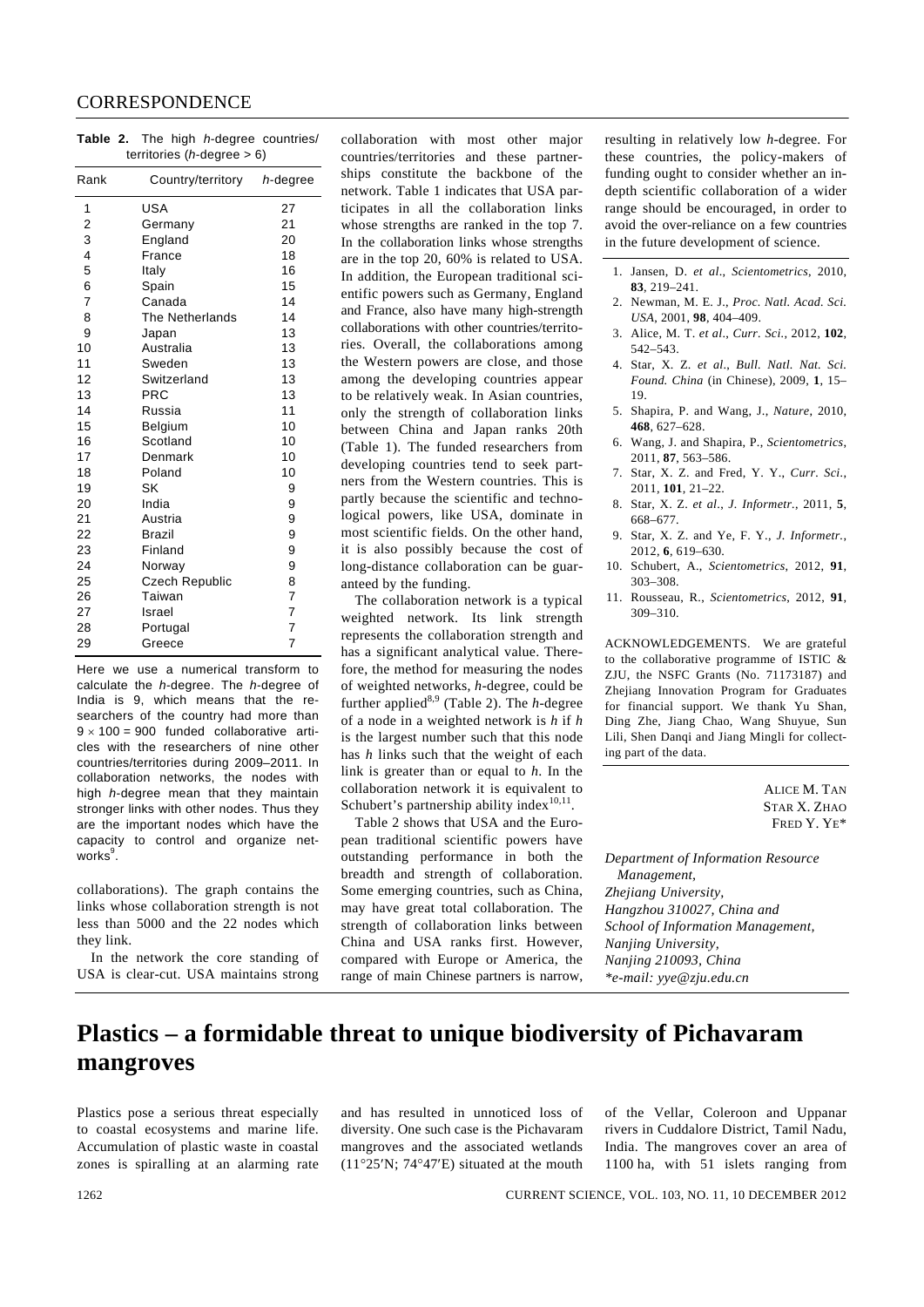**Table 2.** The high *h*-degree countries/ territories (*h*-degree > 6)

| Rank | Country/territory | *h*-degree |
|---|---|---|
| 1 | USA | 27 |
| 2 | Germany | 21 |
| 3 | England | 20 |
| 4 | France | 18 |
| 5 | Italy | 16 |
| 6 | Spain | 15 |
| 7 | Canada | 14 |
| 8 | The Netherlands | 14 |
| 9 | Japan | 13 |
| 10 | Australia | 13 |
| 11 | Sweden | 13 |
| 12 | Switzerland | 13 |
| 13 | PRC | 13 |
| 14 | Russia | 11 |
| 15 | Belgium | 10 |
| 16 | Scotland | 10 |
| 17 | Denmark | 10 |
| 18 | Poland | 10 |
| 19 | SK | 9 |
| 20 | India | 9 |
| 21 | Austria | 9 |
| 22 | Brazil | 9 |
| 23 | Finland | 9 |
| 24 | Norway | 9 |
| 25 | Czech Republic | 8 |
| 26 | Taiwan | 7 |
| 27 | Israel | 7 |
| 28 | Portugal | 7 |
| 29 | Greece | 7 |

Here we use a numerical transform to calculate the *h*-degree. The *h*-degree of India is 9, which means that the researchers of the country had more than $9 \times 100 = 900$ funded collaborative articles with the researchers of nine other countries/territories during 2009–2011. In collaboration networks, the nodes with high *h*-degree mean that they maintain stronger links with other nodes. Thus they are the important nodes which have the capacity to control and organize networks[9].

collaborations). The graph contains the links whose collaboration strength is not less than 5000 and the 22 nodes which they link.

In the network the core standing of USA is clear-cut. USA maintains strong collaboration with most other major countries/territories and these partnerships constitute the backbone of the network. Table 1 indicates that USA participates in all the collaboration links whose strengths are ranked in the top 7. In the collaboration links whose strengths are in the top 20, 60% is related to USA. In addition, the European traditional scientific powers such as Germany, England and France, also have many high-strength collaborations with other countries/territories. Overall, the collaborations among the Western powers are close, and those among the developing countries appear to be relatively weak. In Asian countries, only the strength of collaboration links between China and Japan ranks 20th (Table 1). The funded researchers from developing countries tend to seek partners from the Western countries. This is partly because the scientific and technological powers, like USA, dominate in most scientific fields. On the other hand, it is also possibly because the cost of long-distance collaboration can be guaranteed by the funding.

The collaboration network is a typical weighted network. Its link strength represents the collaboration strength and has a significant analytical value. Therefore, the method for measuring the nodes of weighted networks, *h*-degree, could be further applied[8,9] (Table 2). The *h*-degree of a node in a weighted network is *h* if *h* is the largest number such that this node has *h* links such that the weight of each link is greater than or equal to *h*. In the collaboration network it is equivalent to Schubert's partnership ability index[10,11].

Table 2 shows that USA and the European traditional scientific powers have outstanding performance in both the breadth and strength of collaboration. Some emerging countries, such as China, may have great total collaboration. The strength of collaboration links between China and USA ranks first. However, compared with Europe or America, the range of main Chinese partners is narrow, resulting in relatively low *h*-degree. For these countries, the policy-makers of funding ought to consider whether an in-depth scientific collaboration of a wider range should be encouraged, in order to avoid the over-reliance on a few countries in the future development of science.

1. Jansen, D. *et al*., *Scientometrics*, 2010, **83**, 219–241.
2. Newman, M. E. J., *Proc. Natl. Acad. Sci. USA*, 2001, **98**, 404–409.
3. Alice, M. T. *et al*., *Curr. Sci.*, 2012, **102**, 542–543.
4. Star, X. Z. *et al*., *Bull. Natl. Nat. Sci. Found. China* (in Chinese), 2009, **1**, 15–19.
5. Shapira, P. and Wang, J., *Nature*, 2010, **468**, 627–628.
6. Wang, J. and Shapira, P., *Scientometrics*, 2011, **87**, 563–586.
7. Star, X. Z. and Fred, Y. Y., *Curr. Sci.*, 2011, **101**, 21–22.
8. Star, X. Z. *et al*., *J. Informetr*., 2011, **5**, 668–677.
9. Star, X. Z. and Ye, F. Y., *J. Informetr.*, 2012, **6**, 619–630.
10. Schubert, A., *Scientometrics*, 2012, **91**, 303–308.
11. Rousseau, R., *Scientometrics*, 2012, **91**, 309–310.

ACKNOWLEDGEMENTS. We are grateful to the collaborative programme of ISTIC & ZJU, the NSFC Grants (No. 71173187) and Zhejiang Innovation Program for Graduates for financial support. We thank Yu Shan, Ding Zhe, Jiang Chao, Wang Shuyue, Sun Lili, Shen Danqi and Jiang Mingli for collecting part of the data.

ALICE M. TAN
STAR X. ZHAO
FRED Y. YE*

*Department of Information Resource Management,*
*Zhejiang University,*
*Hangzhou 310027, China and*
*School of Information Management,*
*Nanjing University,*
*Nanjing 210093, China*
*\*e-mail: yye@zju.edu.cn*

# Plastics – a formidable threat to unique biodiversity of Pichavaram mangroves

Plastics pose a serious threat especially to coastal ecosystems and marine life. Accumulation of plastic waste in coastal zones is spiralling at an alarming rate and has resulted in unnoticed loss of diversity. One such case is the Pichavaram mangroves and the associated wetlands (11°25′N; 74°47′E) situated at the mouth of the Vellar, Coleroon and Uppanar rivers in Cuddalore District, Tamil Nadu, India. The mangroves cover an area of 1100 ha, with 51 islets ranging from